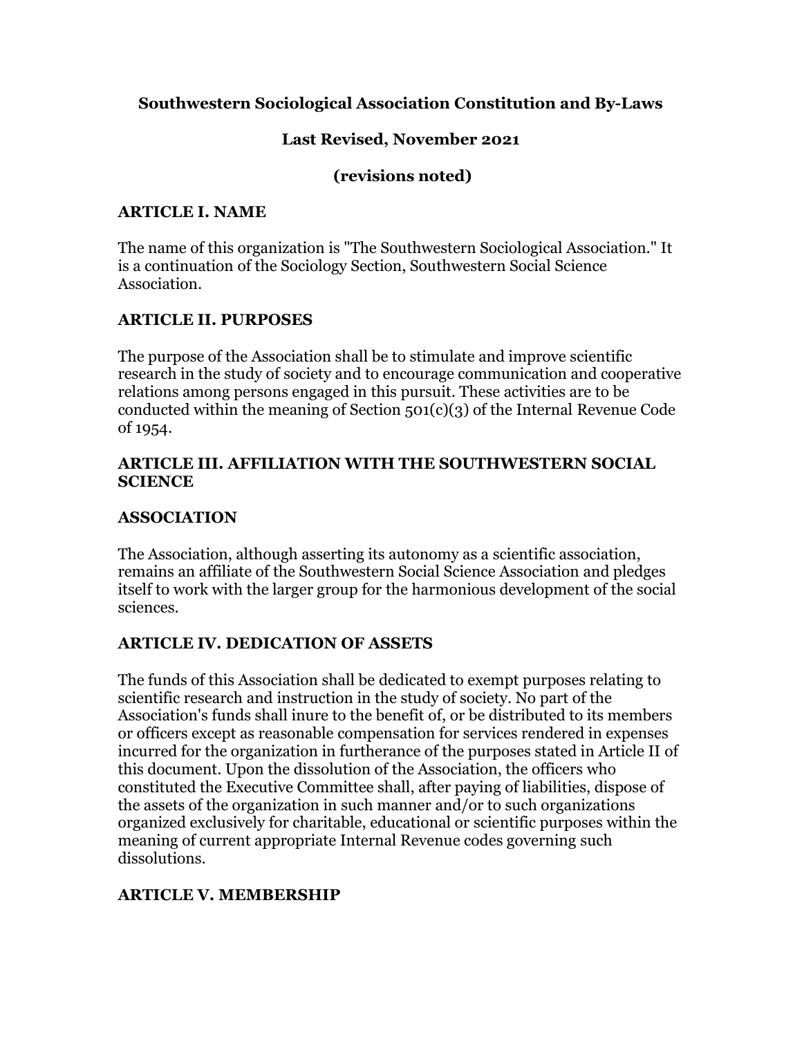**Southwestern Sociological Association Constitution and By-Laws**

**Last Revised, November 2021**

**(revisions noted)**

## ARTICLE I. NAME

The name of this organization is "The Southwestern Sociological Association." It is a continuation of the Sociology Section, Southwestern Social Science Association.

## ARTICLE II. PURPOSES

The purpose of the Association shall be to stimulate and improve scientific research in the study of society and to encourage communication and cooperative relations among persons engaged in this pursuit. These activities are to be conducted within the meaning of Section 501(c)(3) of the Internal Revenue Code of 1954.

## ARTICLE III. AFFILIATION WITH THE SOUTHWESTERN SOCIAL SCIENCE ASSOCIATION

The Association, although asserting its autonomy as a scientific association, remains an affiliate of the Southwestern Social Science Association and pledges itself to work with the larger group for the harmonious development of the social sciences.

## ARTICLE IV. DEDICATION OF ASSETS

The funds of this Association shall be dedicated to exempt purposes relating to scientific research and instruction in the study of society. No part of the Association's funds shall inure to the benefit of, or be distributed to its members or officers except as reasonable compensation for services rendered in expenses incurred for the organization in furtherance of the purposes stated in Article II of this document. Upon the dissolution of the Association, the officers who constituted the Executive Committee shall, after paying of liabilities, dispose of the assets of the organization in such manner and/or to such organizations organized exclusively for charitable, educational or scientific purposes within the meaning of current appropriate Internal Revenue codes governing such dissolutions.

## ARTICLE V. MEMBERSHIP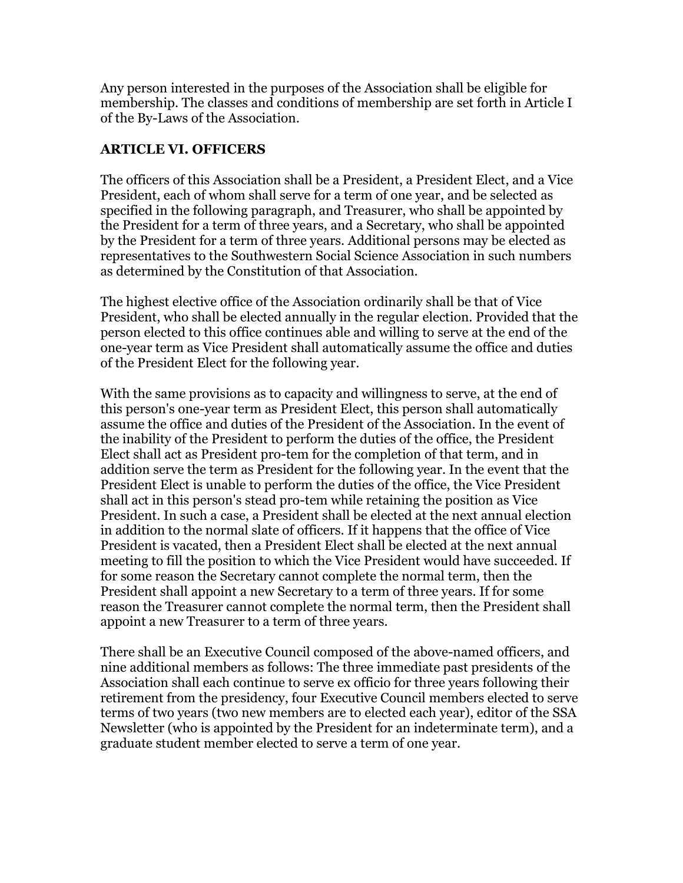Any person interested in the purposes of the Association shall be eligible for membership. The classes and conditions of membership are set forth in Article I of the By-Laws of the Association.

## ARTICLE VI. OFFICERS

The officers of this Association shall be a President, a President Elect, and a Vice President, each of whom shall serve for a term of one year, and be selected as specified in the following paragraph, and Treasurer, who shall be appointed by the President for a term of three years, and a Secretary, who shall be appointed by the President for a term of three years. Additional persons may be elected as representatives to the Southwestern Social Science Association in such numbers as determined by the Constitution of that Association.

The highest elective office of the Association ordinarily shall be that of Vice President, who shall be elected annually in the regular election. Provided that the person elected to this office continues able and willing to serve at the end of the one-year term as Vice President shall automatically assume the office and duties of the President Elect for the following year.

With the same provisions as to capacity and willingness to serve, at the end of this person's one-year term as President Elect, this person shall automatically assume the office and duties of the President of the Association. In the event of the inability of the President to perform the duties of the office, the President Elect shall act as President pro-tem for the completion of that term, and in addition serve the term as President for the following year. In the event that the President Elect is unable to perform the duties of the office, the Vice President shall act in this person's stead pro-tem while retaining the position as Vice President. In such a case, a President shall be elected at the next annual election in addition to the normal slate of officers. If it happens that the office of Vice President is vacated, then a President Elect shall be elected at the next annual meeting to fill the position to which the Vice President would have succeeded. If for some reason the Secretary cannot complete the normal term, then the President shall appoint a new Secretary to a term of three years. If for some reason the Treasurer cannot complete the normal term, then the President shall appoint a new Treasurer to a term of three years.

There shall be an Executive Council composed of the above-named officers, and nine additional members as follows: The three immediate past presidents of the Association shall each continue to serve ex officio for three years following their retirement from the presidency, four Executive Council members elected to serve terms of two years (two new members are to elected each year), editor of the SSA Newsletter (who is appointed by the President for an indeterminate term), and a graduate student member elected to serve a term of one year.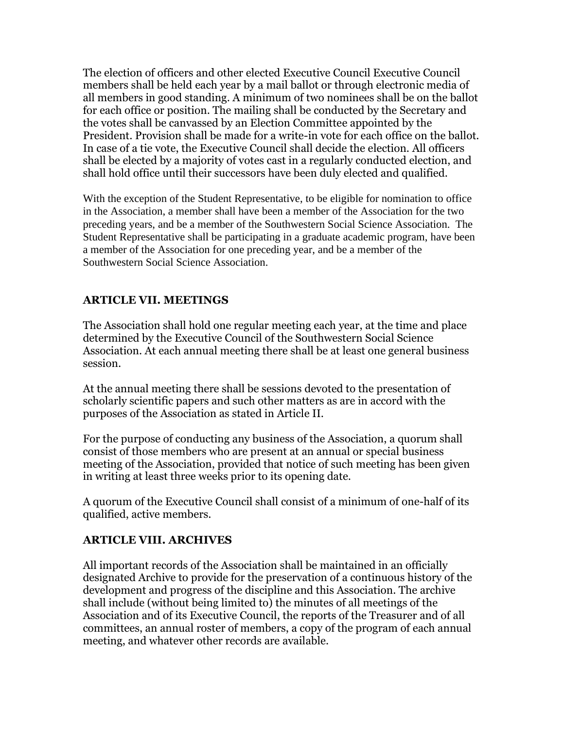The election of officers and other elected Executive Council Executive Council members shall be held each year by a mail ballot or through electronic media of all members in good standing. A minimum of two nominees shall be on the ballot for each office or position. The mailing shall be conducted by the Secretary and the votes shall be canvassed by an Election Committee appointed by the President. Provision shall be made for a write-in vote for each office on the ballot. In case of a tie vote, the Executive Council shall decide the election. All officers shall be elected by a majority of votes cast in a regularly conducted election, and shall hold office until their successors have been duly elected and qualified.

With the exception of the Student Representative, to be eligible for nomination to office in the Association, a member shall have been a member of the Association for the two preceding years, and be a member of the Southwestern Social Science Association. The Student Representative shall be participating in a graduate academic program, have been a member of the Association for one preceding year, and be a member of the Southwestern Social Science Association.

## ARTICLE VII. MEETINGS

The Association shall hold one regular meeting each year, at the time and place determined by the Executive Council of the Southwestern Social Science Association. At each annual meeting there shall be at least one general business session.

At the annual meeting there shall be sessions devoted to the presentation of scholarly scientific papers and such other matters as are in accord with the purposes of the Association as stated in Article II.

For the purpose of conducting any business of the Association, a quorum shall consist of those members who are present at an annual or special business meeting of the Association, provided that notice of such meeting has been given in writing at least three weeks prior to its opening date.

A quorum of the Executive Council shall consist of a minimum of one-half of its qualified, active members.

## ARTICLE VIII. ARCHIVES

All important records of the Association shall be maintained in an officially designated Archive to provide for the preservation of a continuous history of the development and progress of the discipline and this Association. The archive shall include (without being limited to) the minutes of all meetings of the Association and of its Executive Council, the reports of the Treasurer and of all committees, an annual roster of members, a copy of the program of each annual meeting, and whatever other records are available.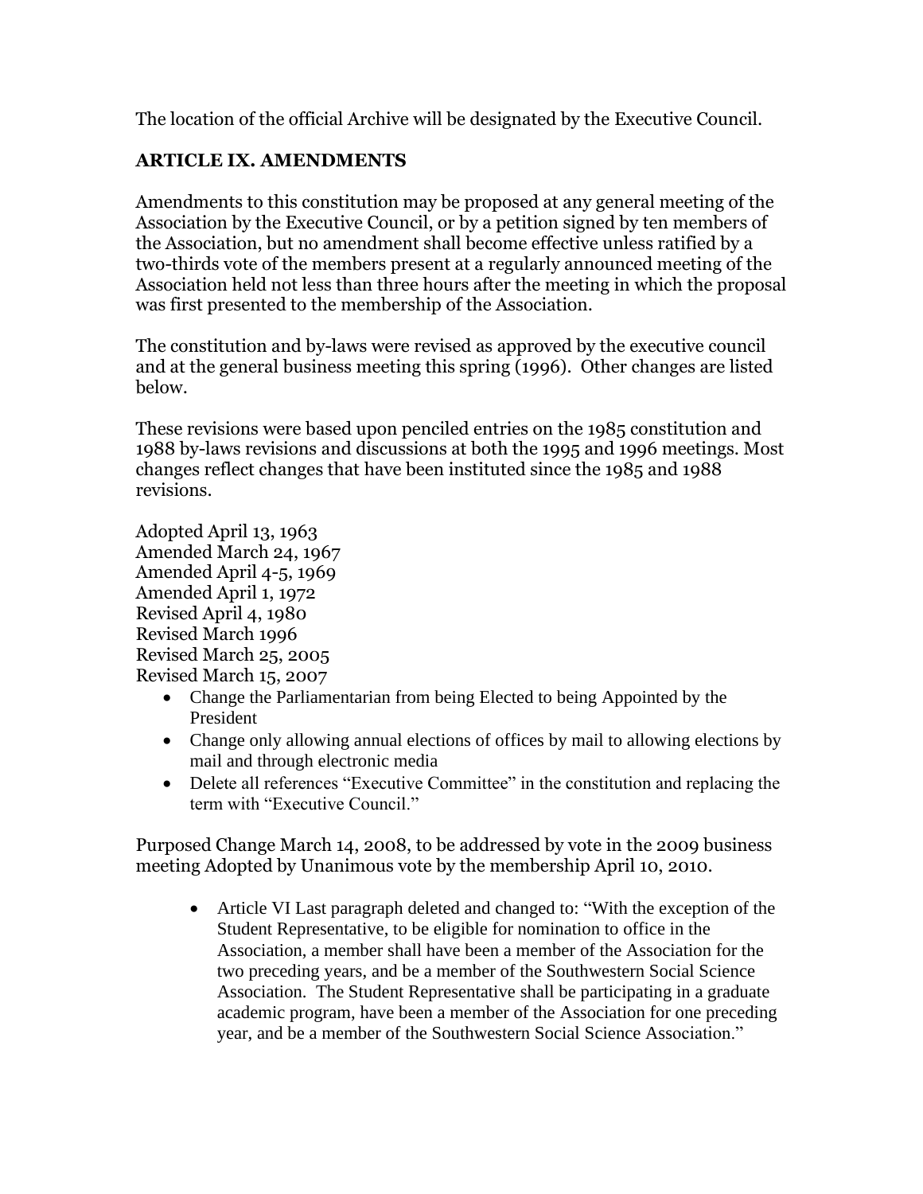The location of the official Archive will be designated by the Executive Council.

## ARTICLE IX. AMENDMENTS

Amendments to this constitution may be proposed at any general meeting of the Association by the Executive Council, or by a petition signed by ten members of the Association, but no amendment shall become effective unless ratified by a two-thirds vote of the members present at a regularly announced meeting of the Association held not less than three hours after the meeting in which the proposal was first presented to the membership of the Association.

The constitution and by-laws were revised as approved by the executive council and at the general business meeting this spring (1996). Other changes are listed below.

These revisions were based upon penciled entries on the 1985 constitution and 1988 by-laws revisions and discussions at both the 1995 and 1996 meetings. Most changes reflect changes that have been instituted since the 1985 and 1988 revisions.

Adopted April 13, 1963
Amended March 24, 1967
Amended April 4-5, 1969
Amended April 1, 1972
Revised April 4, 1980
Revised March 1996
Revised March 25, 2005
Revised March 15, 2007

- Change the Parliamentarian from being Elected to being Appointed by the President
- Change only allowing annual elections of offices by mail to allowing elections by mail and through electronic media
- Delete all references "Executive Committee" in the constitution and replacing the term with "Executive Council."

Purposed Change March 14, 2008, to be addressed by vote in the 2009 business meeting Adopted by Unanimous vote by the membership April 10, 2010.

- Article VI Last paragraph deleted and changed to: "With the exception of the Student Representative, to be eligible for nomination to office in the Association, a member shall have been a member of the Association for the two preceding years, and be a member of the Southwestern Social Science Association. The Student Representative shall be participating in a graduate academic program, have been a member of the Association for one preceding year, and be a member of the Southwestern Social Science Association."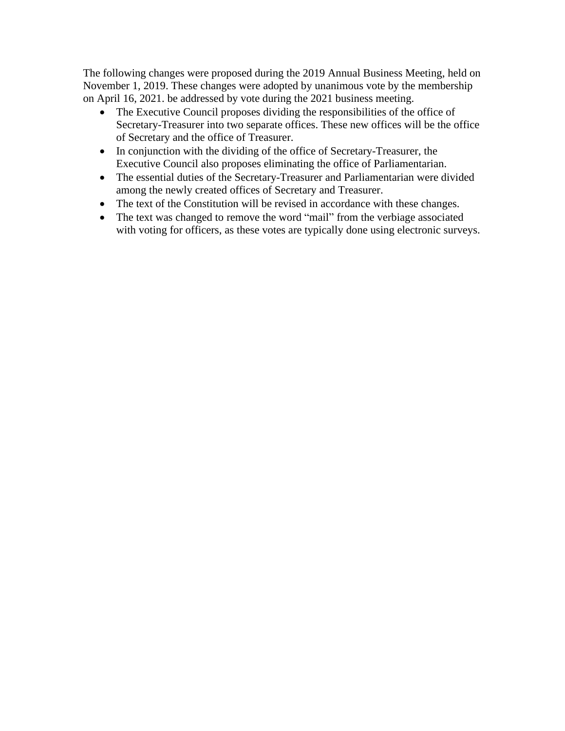The following changes were proposed during the 2019 Annual Business Meeting, held on November 1, 2019. These changes were adopted by unanimous vote by the membership on April 16, 2021. be addressed by vote during the 2021 business meeting.

- The Executive Council proposes dividing the responsibilities of the office of Secretary-Treasurer into two separate offices. These new offices will be the office of Secretary and the office of Treasurer.
- In conjunction with the dividing of the office of Secretary-Treasurer, the Executive Council also proposes eliminating the office of Parliamentarian.
- The essential duties of the Secretary-Treasurer and Parliamentarian were divided among the newly created offices of Secretary and Treasurer.
- The text of the Constitution will be revised in accordance with these changes.
- The text was changed to remove the word "mail" from the verbiage associated with voting for officers, as these votes are typically done using electronic surveys.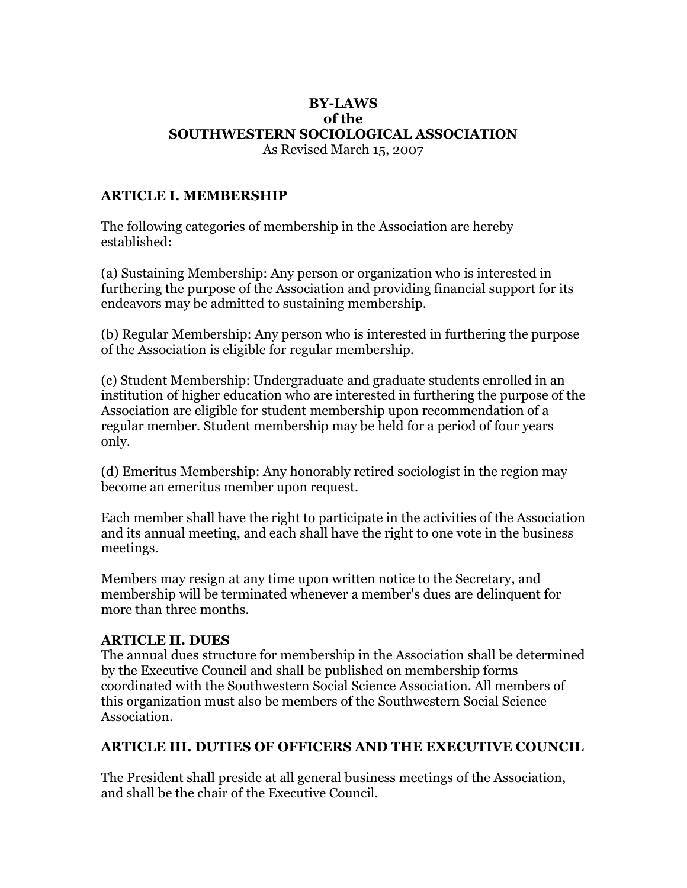# BY-LAWS
# of the
# SOUTHWESTERN SOCIOLOGICAL ASSOCIATION

As Revised March 15, 2007

## ARTICLE I. MEMBERSHIP

The following categories of membership in the Association are hereby established:

(a) Sustaining Membership: Any person or organization who is interested in furthering the purpose of the Association and providing financial support for its endeavors may be admitted to sustaining membership.

(b) Regular Membership: Any person who is interested in furthering the purpose of the Association is eligible for regular membership.

(c) Student Membership: Undergraduate and graduate students enrolled in an institution of higher education who are interested in furthering the purpose of the Association are eligible for student membership upon recommendation of a regular member. Student membership may be held for a period of four years only.

(d) Emeritus Membership: Any honorably retired sociologist in the region may become an emeritus member upon request.

Each member shall have the right to participate in the activities of the Association and its annual meeting, and each shall have the right to one vote in the business meetings.

Members may resign at any time upon written notice to the Secretary, and membership will be terminated whenever a member's dues are delinquent for more than three months.

## ARTICLE II. DUES

The annual dues structure for membership in the Association shall be determined by the Executive Council and shall be published on membership forms coordinated with the Southwestern Social Science Association. All members of this organization must also be members of the Southwestern Social Science Association.

## ARTICLE III. DUTIES OF OFFICERS AND THE EXECUTIVE COUNCIL

The President shall preside at all general business meetings of the Association, and shall be the chair of the Executive Council.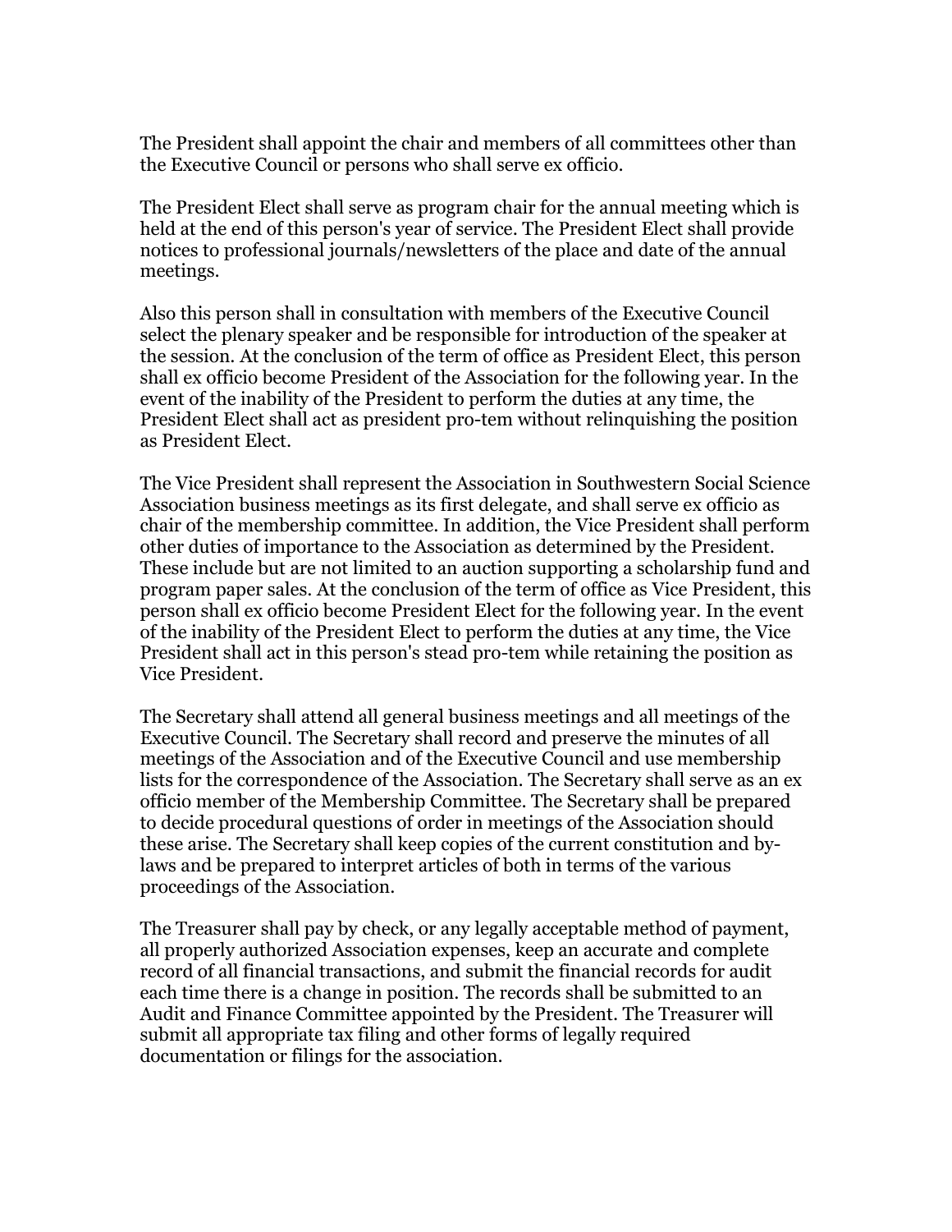The President shall appoint the chair and members of all committees other than the Executive Council or persons who shall serve ex officio.

The President Elect shall serve as program chair for the annual meeting which is held at the end of this person's year of service. The President Elect shall provide notices to professional journals/newsletters of the place and date of the annual meetings.

Also this person shall in consultation with members of the Executive Council select the plenary speaker and be responsible for introduction of the speaker at the session. At the conclusion of the term of office as President Elect, this person shall ex officio become President of the Association for the following year. In the event of the inability of the President to perform the duties at any time, the President Elect shall act as president pro-tem without relinquishing the position as President Elect.

The Vice President shall represent the Association in Southwestern Social Science Association business meetings as its first delegate, and shall serve ex officio as chair of the membership committee. In addition, the Vice President shall perform other duties of importance to the Association as determined by the President. These include but are not limited to an auction supporting a scholarship fund and program paper sales. At the conclusion of the term of office as Vice President, this person shall ex officio become President Elect for the following year. In the event of the inability of the President Elect to perform the duties at any time, the Vice President shall act in this person's stead pro-tem while retaining the position as Vice President.

The Secretary shall attend all general business meetings and all meetings of the Executive Council. The Secretary shall record and preserve the minutes of all meetings of the Association and of the Executive Council and use membership lists for the correspondence of the Association. The Secretary shall serve as an ex officio member of the Membership Committee. The Secretary shall be prepared to decide procedural questions of order in meetings of the Association should these arise. The Secretary shall keep copies of the current constitution and by-laws and be prepared to interpret articles of both in terms of the various proceedings of the Association.

The Treasurer shall pay by check, or any legally acceptable method of payment, all properly authorized Association expenses, keep an accurate and complete record of all financial transactions, and submit the financial records for audit each time there is a change in position. The records shall be submitted to an Audit and Finance Committee appointed by the President. The Treasurer will submit all appropriate tax filing and other forms of legally required documentation or filings for the association.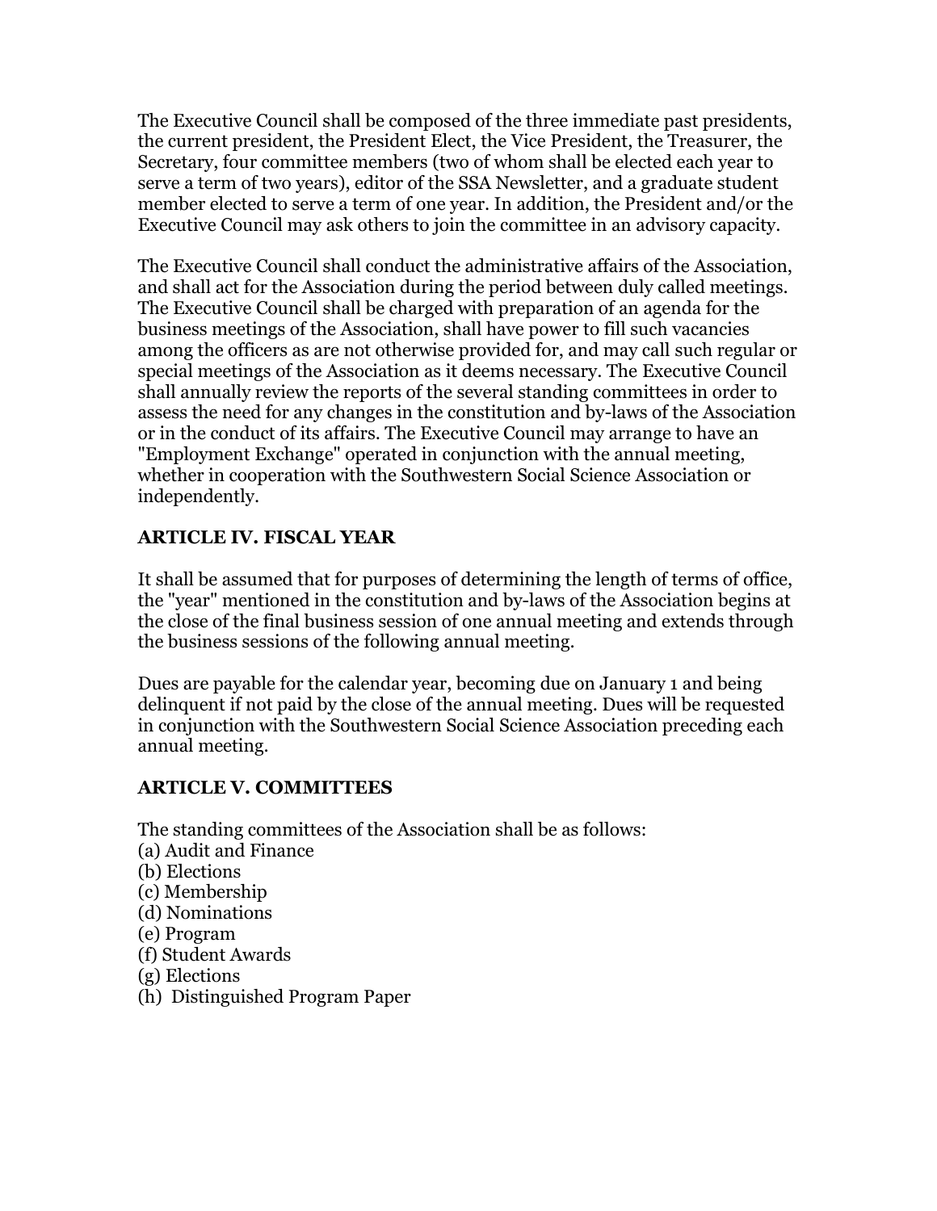The Executive Council shall be composed of the three immediate past presidents, the current president, the President Elect, the Vice President, the Treasurer, the Secretary, four committee members (two of whom shall be elected each year to serve a term of two years), editor of the SSA Newsletter, and a graduate student member elected to serve a term of one year. In addition, the President and/or the Executive Council may ask others to join the committee in an advisory capacity.

The Executive Council shall conduct the administrative affairs of the Association, and shall act for the Association during the period between duly called meetings. The Executive Council shall be charged with preparation of an agenda for the business meetings of the Association, shall have power to fill such vacancies among the officers as are not otherwise provided for, and may call such regular or special meetings of the Association as it deems necessary. The Executive Council shall annually review the reports of the several standing committees in order to assess the need for any changes in the constitution and by-laws of the Association or in the conduct of its affairs. The Executive Council may arrange to have an "Employment Exchange" operated in conjunction with the annual meeting, whether in cooperation with the Southwestern Social Science Association or independently.

## ARTICLE IV. FISCAL YEAR

It shall be assumed that for purposes of determining the length of terms of office, the "year" mentioned in the constitution and by-laws of the Association begins at the close of the final business session of one annual meeting and extends through the business sessions of the following annual meeting.

Dues are payable for the calendar year, becoming due on January 1 and being delinquent if not paid by the close of the annual meeting. Dues will be requested in conjunction with the Southwestern Social Science Association preceding each annual meeting.

## ARTICLE V. COMMITTEES

The standing committees of the Association shall be as follows:

(a) Audit and Finance
(b) Elections
(c) Membership
(d) Nominations
(e) Program
(f) Student Awards
(g) Elections
(h) Distinguished Program Paper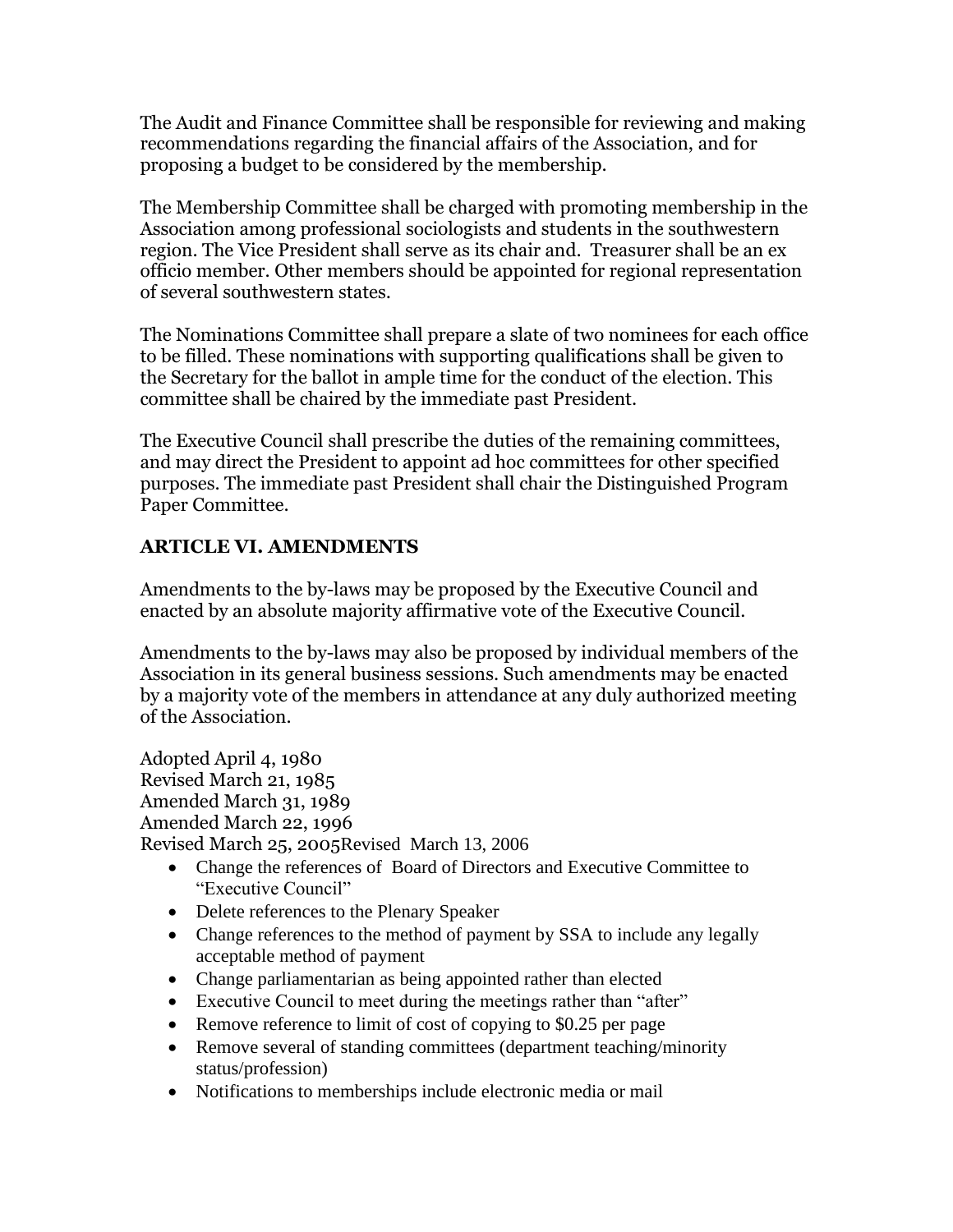The Audit and Finance Committee shall be responsible for reviewing and making recommendations regarding the financial affairs of the Association, and for proposing a budget to be considered by the membership.

The Membership Committee shall be charged with promoting membership in the Association among professional sociologists and students in the southwestern region. The Vice President shall serve as its chair and. Treasurer shall be an ex officio member. Other members should be appointed for regional representation of several southwestern states.

The Nominations Committee shall prepare a slate of two nominees for each office to be filled. These nominations with supporting qualifications shall be given to the Secretary for the ballot in ample time for the conduct of the election. This committee shall be chaired by the immediate past President.

The Executive Council shall prescribe the duties of the remaining committees, and may direct the President to appoint ad hoc committees for other specified purposes. The immediate past President shall chair the Distinguished Program Paper Committee.

## ARTICLE VI. AMENDMENTS

Amendments to the by-laws may be proposed by the Executive Council and enacted by an absolute majority affirmative vote of the Executive Council.

Amendments to the by-laws may also be proposed by individual members of the Association in its general business sessions. Such amendments may be enacted by a majority vote of the members in attendance at any duly authorized meeting of the Association.

Adopted April 4, 1980
Revised March 21, 1985
Amended March 31, 1989
Amended March 22, 1996
Revised March 25, 2005Revised March 13, 2006

- Change the references of Board of Directors and Executive Committee to "Executive Council"
- Delete references to the Plenary Speaker
- Change references to the method of payment by SSA to include any legally acceptable method of payment
- Change parliamentarian as being appointed rather than elected
- Executive Council to meet during the meetings rather than "after"
- Remove reference to limit of cost of copying to $0.25 per page
- Remove several of standing committees (department teaching/minority status/profession)
- Notifications to memberships include electronic media or mail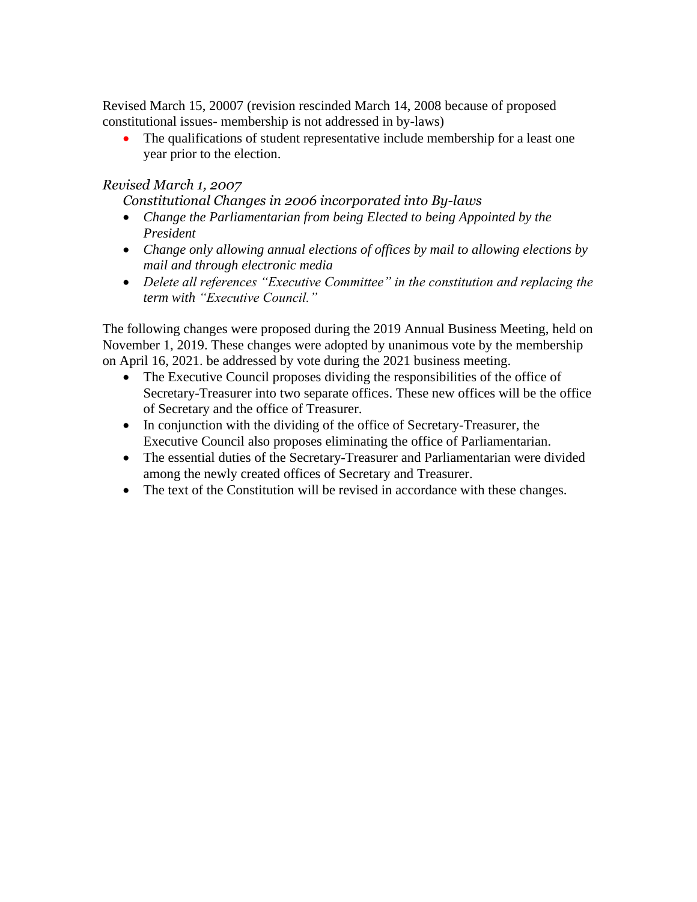Revised March 15, 20007 (revision rescinded March 14, 2008 because of proposed constitutional issues- membership is not addressed in by-laws)

- The qualifications of student representative include membership for a least one year prior to the election.

*Revised March 1, 2007*

*Constitutional Changes in 2006 incorporated into By-laws*

- *Change the Parliamentarian from being Elected to being Appointed by the President*
- *Change only allowing annual elections of offices by mail to allowing elections by mail and through electronic media*
- *Delete all references "Executive Committee" in the constitution and replacing the term with "Executive Council."*

The following changes were proposed during the 2019 Annual Business Meeting, held on November 1, 2019. These changes were adopted by unanimous vote by the membership on April 16, 2021. be addressed by vote during the 2021 business meeting.

- The Executive Council proposes dividing the responsibilities of the office of Secretary-Treasurer into two separate offices. These new offices will be the office of Secretary and the office of Treasurer.
- In conjunction with the dividing of the office of Secretary-Treasurer, the Executive Council also proposes eliminating the office of Parliamentarian.
- The essential duties of the Secretary-Treasurer and Parliamentarian were divided among the newly created offices of Secretary and Treasurer.
- The text of the Constitution will be revised in accordance with these changes.